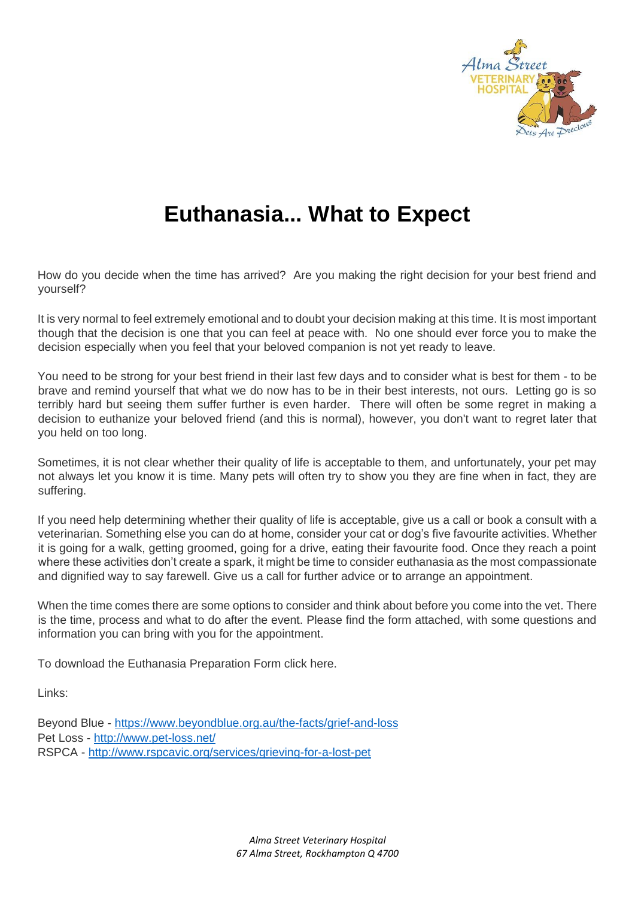# Euthanasia... What to Expect

How do you decide when the time has arrived? Are you making the right decision for your best friend and yourself?

It is very normal to feel extremely emotional and to doubt your decision making at this time. It is most important though that the decision is one that you can feel at peace with. No one should ever force you to make the decision especially when you feel that your beloved companion is not yet ready to leave.

You need to be strong for your best friend in their last few days and to consider what is best for them - to be brave and remind yourself that what we do now has to be in their best interests, not ours. Letting go is so terribly hard but seeing them suffer further is even harder. There will often be some regret in making a decision to euthanize your beloved friend (and this is normal), however, you don't want to regret later that you held on too long.

Sometimes, it is not clear whether their quality of life is acceptable to them, and unfortunately, your pet may not always let you know it is time. Many pets will often try to show you they are fine when in fact, they are suffering.

If you need help determining whether their quality of life is acceptable, give us a call or book a consult with a veterinarian. Something else you can do at home, consider your cat or dog's five favourite activities. Whether it is going for a walk, getting groomed, going for a drive, eating their favourite food. Once they reach a point where these activities don't create a spark, it might be time to consider euthanasia as the most compassionate and dignified way to say farewell. Give us a call for further advice or to arrange an appointment.

When the time comes there are some options to consider and think about before you come into the vet. There is the time, process and what to do after the event. Please find the form attached, with some questions and information you can bring with you for the appointment.

To download the Euthanasia Preparation Form click here.

Links:

Beyond Blue - https://www.beyondblue.org.au/the-facts/grief-and-loss
Pet Loss - http://www.pet-loss.net/
RSPCA - http://www.rspcavic.org/services/grieving-for-a-lost-pet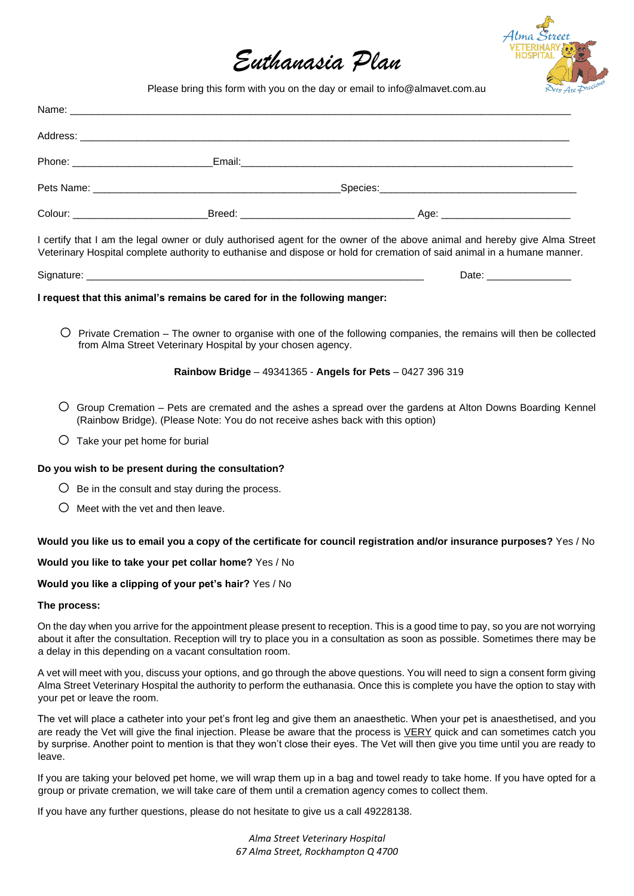# Euthanasia Plan

Please bring this form with you on the day or email to info@almavet.com.au

Name: ___________________________________________________________________________________

Address: _________________________________________________________________________________

Phone: ________________________Email:___________________________________________________________

Pets Name: ____________________________________________Species:___________________________________

Colour: _______________________Breed: _______________________________ Age: ______________________

I certify that I am the legal owner or duly authorised agent for the owner of the above animal and hereby give Alma Street Veterinary Hospital complete authority to euthanise and dispose or hold for cremation of said animal in a humane manner.

Signature: ____________________________________________________________ Date: _______________

**I request that this animal's remains be cared for in the following manger:**

- ○ Private Cremation – The owner to organise with one of the following companies, the remains will then be collected from Alma Street Veterinary Hospital by your chosen agency.

  **Rainbow Bridge** – 49341365 - **Angels for Pets** – 0427 396 319

- ○ Group Cremation – Pets are cremated and the ashes a spread over the gardens at Alton Downs Boarding Kennel (Rainbow Bridge). (Please Note: You do not receive ashes back with this option)
- ○ Take your pet home for burial

**Do you wish to be present during the consultation?**

- ○ Be in the consult and stay during the process.
- ○ Meet with the vet and then leave.

**Would you like us to email you a copy of the certificate for council registration and/or insurance purposes?** Yes / No

**Would you like to take your pet collar home?** Yes / No

**Would you like a clipping of your pet's hair?** Yes / No

**The process:**

On the day when you arrive for the appointment please present to reception. This is a good time to pay, so you are not worrying about it after the consultation. Reception will try to place you in a consultation as soon as possible. Sometimes there may be a delay in this depending on a vacant consultation room.

A vet will meet with you, discuss your options, and go through the above questions. You will need to sign a consent form giving Alma Street Veterinary Hospital the authority to perform the euthanasia. Once this is complete you have the option to stay with your pet or leave the room.

The vet will place a catheter into your pet's front leg and give them an anaesthetic. When your pet is anaesthetised, and you are ready the Vet will give the final injection. Please be aware that the process is VERY quick and can sometimes catch you by surprise. Another point to mention is that they won't close their eyes. The Vet will then give you time until you are ready to leave.

If you are taking your beloved pet home, we will wrap them up in a bag and towel ready to take home. If you have opted for a group or private cremation, we will take care of them until a cremation agency comes to collect them.

If you have any further questions, please do not hesitate to give us a call 49228138.

*Alma Street Veterinary Hospital*
*67 Alma Street, Rockhampton Q 4700*